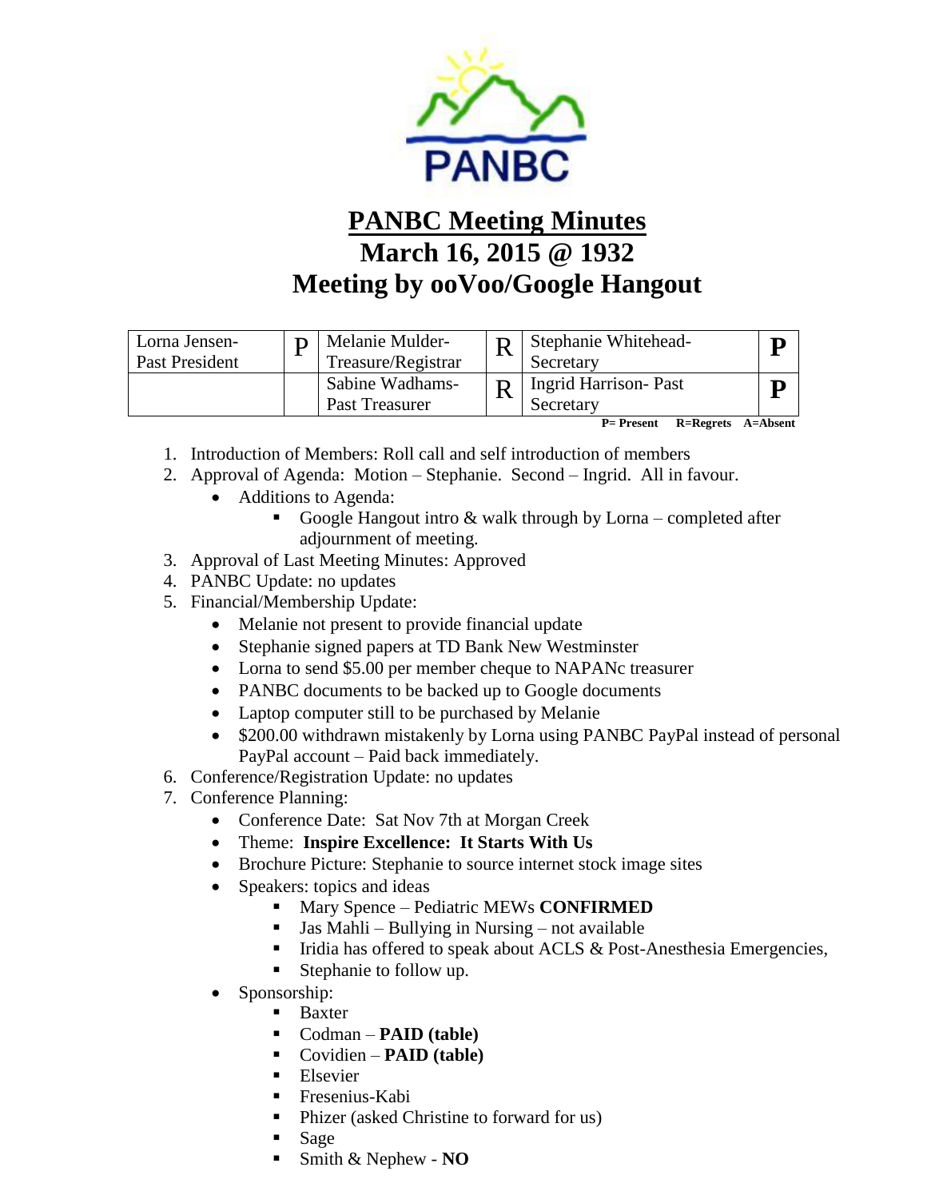# PANBC Meeting Minutes
## March 16, 2015 @ 1932
## Meeting by ooVoo/Google Hangout

| | | | | | |
|---|---|---|---|---|---|
| Lorna Jensen- Past President | P | Melanie Mulder- Treasure/Registrar | R | Stephanie Whitehead- Secretary | **P** |
| | | Sabine Wadhams- Past Treasurer | R | Ingrid Harrison- Past Secretary | **P** |

**P= Present R=Regrets A=Absent**

1. Introduction of Members: Roll call and self introduction of members
2. Approval of Agenda: Motion – Stephanie. Second – Ingrid. All in favour.
   - Additions to Agenda:
     - Google Hangout intro & walk through by Lorna – completed after adjournment of meeting.
3. Approval of Last Meeting Minutes: Approved
4. PANBC Update: no updates
5. Financial/Membership Update:
   - Melanie not present to provide financial update
   - Stephanie signed papers at TD Bank New Westminster
   - Lorna to send $5.00 per member cheque to NAPANc treasurer
   - PANBC documents to be backed up to Google documents
   - Laptop computer still to be purchased by Melanie
   - $200.00 withdrawn mistakenly by Lorna using PANBC PayPal instead of personal PayPal account – Paid back immediately.
6. Conference/Registration Update: no updates
7. Conference Planning:
   - Conference Date: Sat Nov 7th at Morgan Creek
   - Theme: **Inspire Excellence: It Starts With Us**
   - Brochure Picture: Stephanie to source internet stock image sites
   - Speakers: topics and ideas
     - Mary Spence – Pediatric MEWs **CONFIRMED**
     - Jas Mahli – Bullying in Nursing – not available
     - Iridia has offered to speak about ACLS & Post-Anesthesia Emergencies,
     - Stephanie to follow up.
   - Sponsorship:
     - Baxter
     - Codman – **PAID (table)**
     - Covidien – **PAID (table)**
     - Elsevier
     - Fresenius-Kabi
     - Phizer (asked Christine to forward for us)
     - Sage
     - Smith & Nephew - **NO**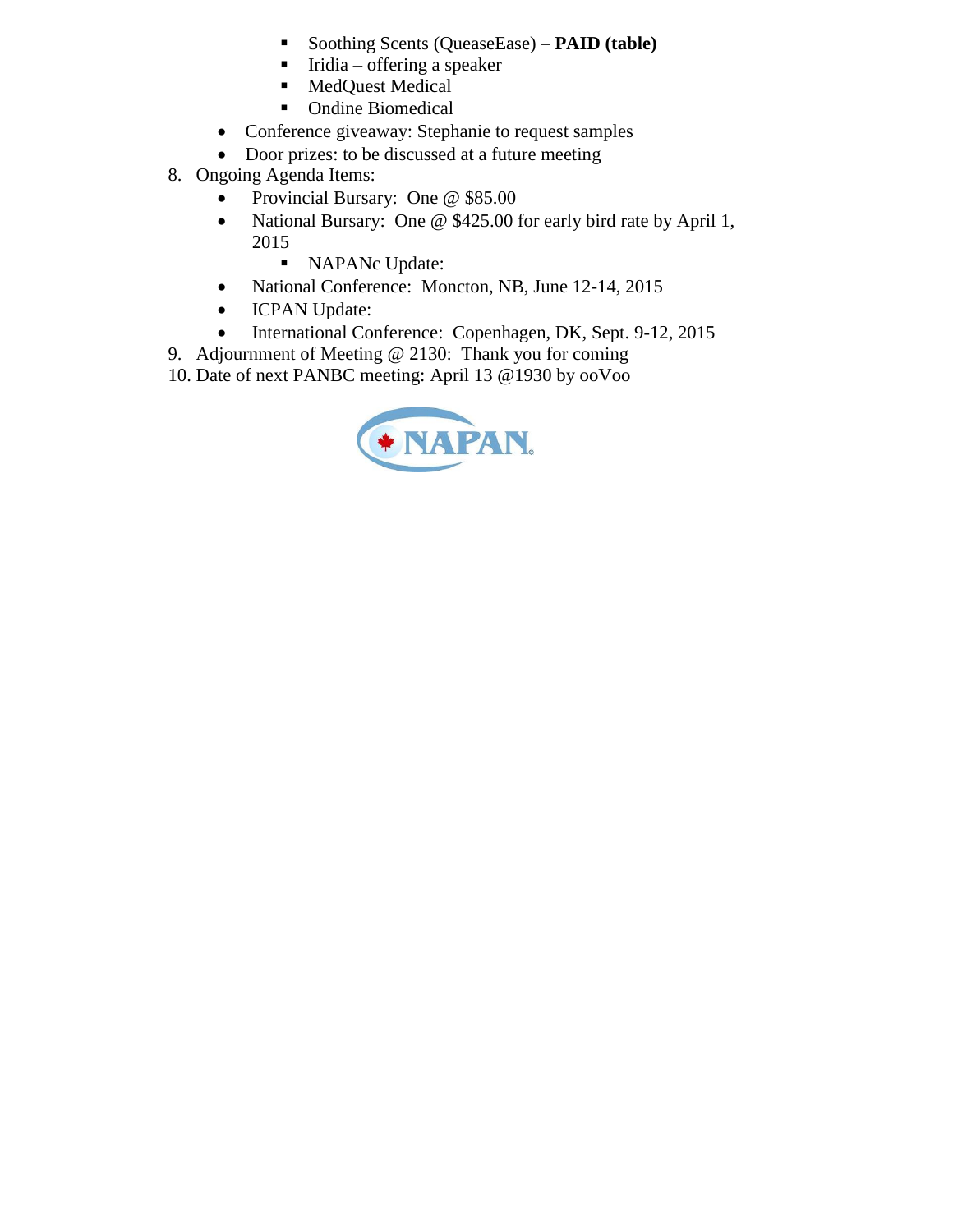- Soothing Scents (QueaseEase) – **PAID (table)**
        - Iridia – offering a speaker
        - MedQuest Medical
        - Ondine Biomedical
    - Conference giveaway: Stephanie to request samples
    - Door prizes: to be discussed at a future meeting
8. Ongoing Agenda Items:
    - Provincial Bursary: One @ $85.00
    - National Bursary: One @ $425.00 for early bird rate by April 1, 2015
        - NAPANc Update:
    - National Conference: Moncton, NB, June 12-14, 2015
    - ICPAN Update:
    - International Conference: Copenhagen, DK, Sept. 9-12, 2015
9. Adjournment of Meeting @ 2130: Thank you for coming
10. Date of next PANBC meeting: April 13 @1930 by ooVoo

NAPAN